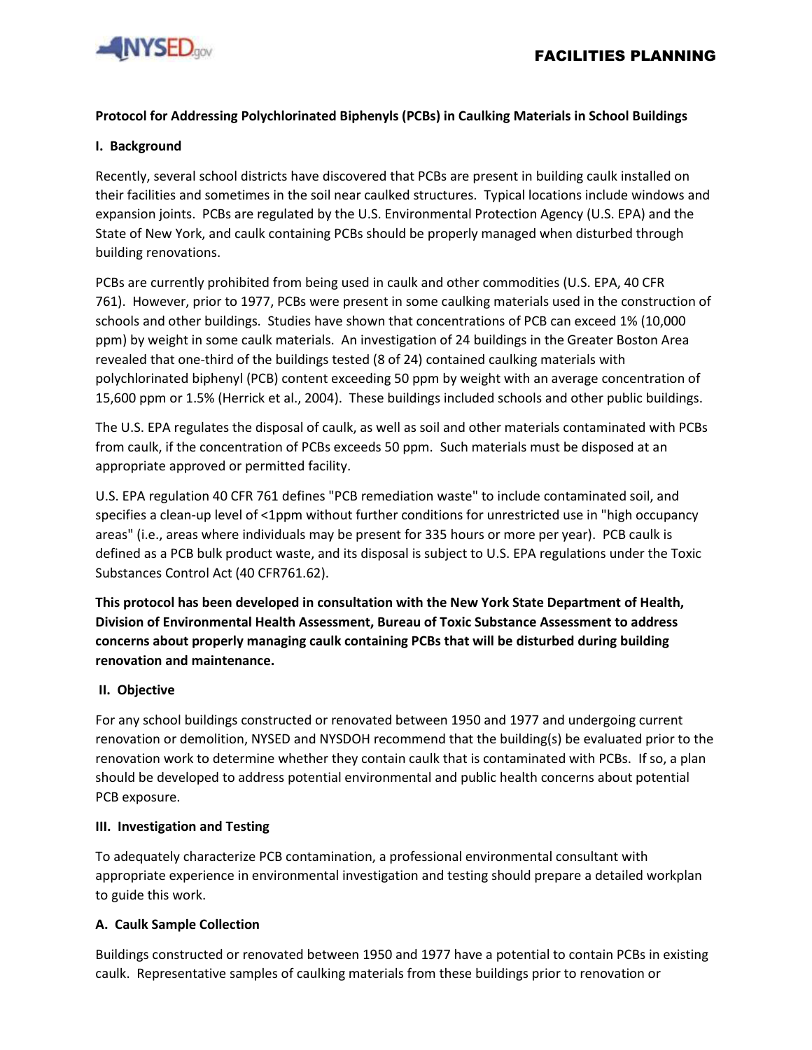**Protocol for Addressing Polychlorinated Biphenyls (PCBs) in Caulking Materials in School Buildings**

**I. Background**

Recently, several school districts have discovered that PCBs are present in building caulk installed on their facilities and sometimes in the soil near caulked structures. Typical locations include windows and expansion joints. PCBs are regulated by the U.S. Environmental Protection Agency (U.S. EPA) and the State of New York, and caulk containing PCBs should be properly managed when disturbed through building renovations.

PCBs are currently prohibited from being used in caulk and other commodities (U.S. EPA, 40 CFR 761). However, prior to 1977, PCBs were present in some caulking materials used in the construction of schools and other buildings. Studies have shown that concentrations of PCB can exceed 1% (10,000 ppm) by weight in some caulk materials. An investigation of 24 buildings in the Greater Boston Area revealed that one-third of the buildings tested (8 of 24) contained caulking materials with polychlorinated biphenyl (PCB) content exceeding 50 ppm by weight with an average concentration of 15,600 ppm or 1.5% (Herrick et al., 2004). These buildings included schools and other public buildings.

The U.S. EPA regulates the disposal of caulk, as well as soil and other materials contaminated with PCBs from caulk, if the concentration of PCBs exceeds 50 ppm. Such materials must be disposed at an appropriate approved or permitted facility.

U.S. EPA regulation 40 CFR 761 defines "PCB remediation waste" to include contaminated soil, and specifies a clean-up level of <1ppm without further conditions for unrestricted use in "high occupancy areas" (i.e., areas where individuals may be present for 335 hours or more per year). PCB caulk is defined as a PCB bulk product waste, and its disposal is subject to U.S. EPA regulations under the Toxic Substances Control Act (40 CFR761.62).

**This protocol has been developed in consultation with the New York State Department of Health, Division of Environmental Health Assessment, Bureau of Toxic Substance Assessment to address concerns about properly managing caulk containing PCBs that will be disturbed during building renovation and maintenance.**

**II. Objective**

For any school buildings constructed or renovated between 1950 and 1977 and undergoing current renovation or demolition, NYSED and NYSDOH recommend that the building(s) be evaluated prior to the renovation work to determine whether they contain caulk that is contaminated with PCBs. If so, a plan should be developed to address potential environmental and public health concerns about potential PCB exposure.

**III. Investigation and Testing**

To adequately characterize PCB contamination, a professional environmental consultant with appropriate experience in environmental investigation and testing should prepare a detailed workplan to guide this work.

**A. Caulk Sample Collection**

Buildings constructed or renovated between 1950 and 1977 have a potential to contain PCBs in existing caulk. Representative samples of caulking materials from these buildings prior to renovation or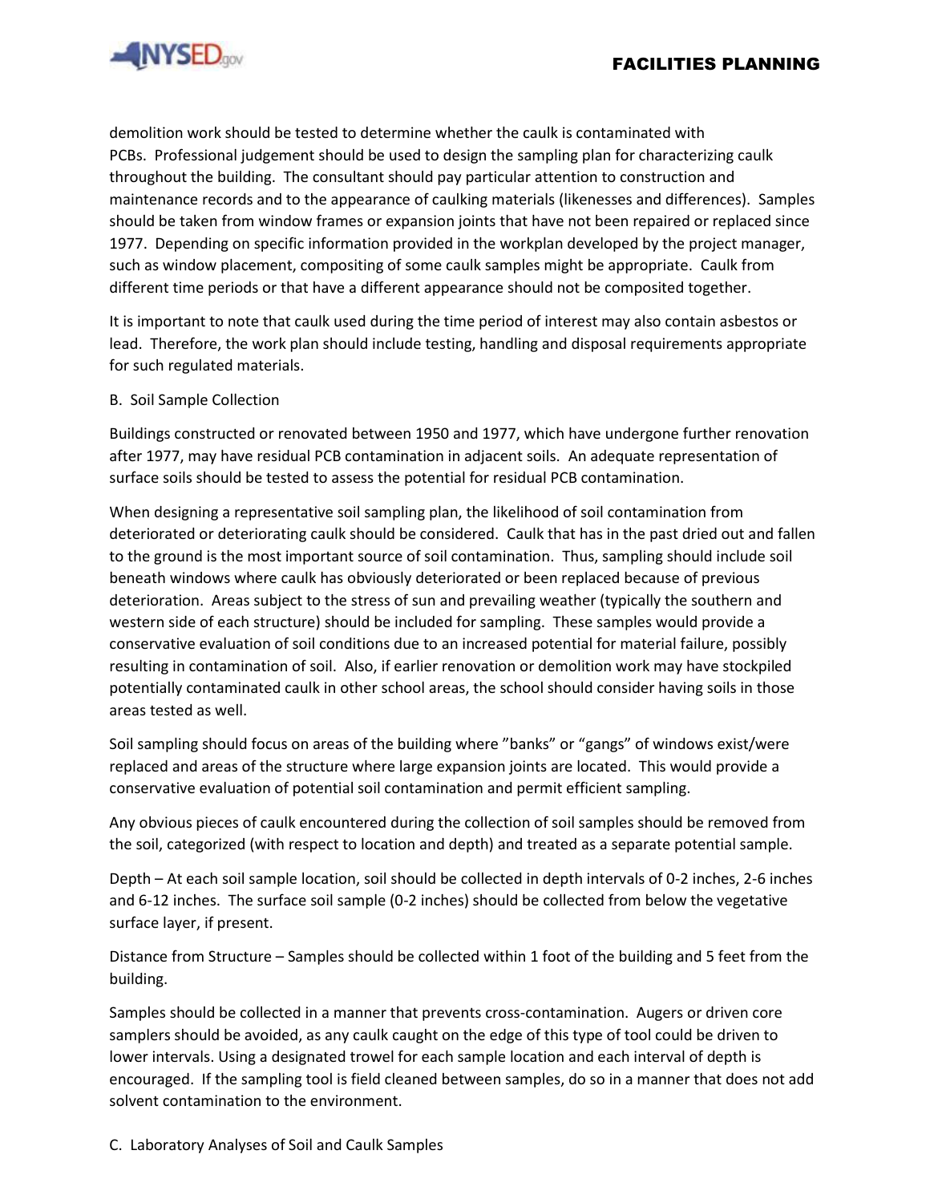demolition work should be tested to determine whether the caulk is contaminated with PCBs. Professional judgement should be used to design the sampling plan for characterizing caulk throughout the building. The consultant should pay particular attention to construction and maintenance records and to the appearance of caulking materials (likenesses and differences). Samples should be taken from window frames or expansion joints that have not been repaired or replaced since 1977. Depending on specific information provided in the workplan developed by the project manager, such as window placement, compositing of some caulk samples might be appropriate. Caulk from different time periods or that have a different appearance should not be composited together.

It is important to note that caulk used during the time period of interest may also contain asbestos or lead. Therefore, the work plan should include testing, handling and disposal requirements appropriate for such regulated materials.

B. Soil Sample Collection

Buildings constructed or renovated between 1950 and 1977, which have undergone further renovation after 1977, may have residual PCB contamination in adjacent soils. An adequate representation of surface soils should be tested to assess the potential for residual PCB contamination.

When designing a representative soil sampling plan, the likelihood of soil contamination from deteriorated or deteriorating caulk should be considered. Caulk that has in the past dried out and fallen to the ground is the most important source of soil contamination. Thus, sampling should include soil beneath windows where caulk has obviously deteriorated or been replaced because of previous deterioration. Areas subject to the stress of sun and prevailing weather (typically the southern and western side of each structure) should be included for sampling. These samples would provide a conservative evaluation of soil conditions due to an increased potential for material failure, possibly resulting in contamination of soil. Also, if earlier renovation or demolition work may have stockpiled potentially contaminated caulk in other school areas, the school should consider having soils in those areas tested as well.

Soil sampling should focus on areas of the building where "banks" or "gangs" of windows exist/were replaced and areas of the structure where large expansion joints are located. This would provide a conservative evaluation of potential soil contamination and permit efficient sampling.

Any obvious pieces of caulk encountered during the collection of soil samples should be removed from the soil, categorized (with respect to location and depth) and treated as a separate potential sample.

Depth – At each soil sample location, soil should be collected in depth intervals of 0-2 inches, 2-6 inches and 6-12 inches. The surface soil sample (0-2 inches) should be collected from below the vegetative surface layer, if present.

Distance from Structure – Samples should be collected within 1 foot of the building and 5 feet from the building.

Samples should be collected in a manner that prevents cross-contamination. Augers or driven core samplers should be avoided, as any caulk caught on the edge of this type of tool could be driven to lower intervals. Using a designated trowel for each sample location and each interval of depth is encouraged. If the sampling tool is field cleaned between samples, do so in a manner that does not add solvent contamination to the environment.

C. Laboratory Analyses of Soil and Caulk Samples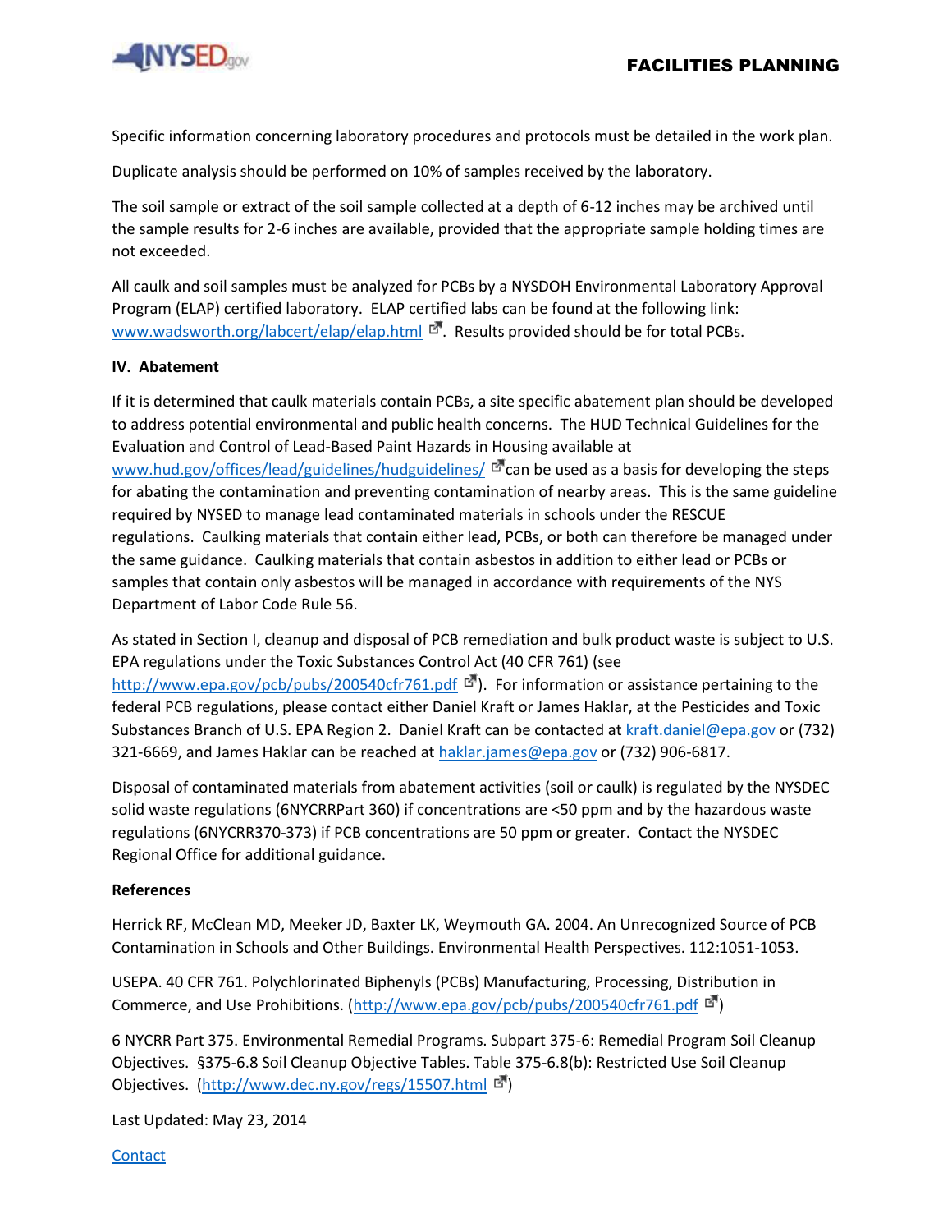Specific information concerning laboratory procedures and protocols must be detailed in the work plan.

Duplicate analysis should be performed on 10% of samples received by the laboratory.

The soil sample or extract of the soil sample collected at a depth of 6-12 inches may be archived until the sample results for 2-6 inches are available, provided that the appropriate sample holding times are not exceeded.

All caulk and soil samples must be analyzed for PCBs by a NYSDOH Environmental Laboratory Approval Program (ELAP) certified laboratory. ELAP certified labs can be found at the following link: [www.wadsworth.org/labcert/elap/elap.html](http://www.wadsworth.org/labcert/elap/elap.html). Results provided should be for total PCBs.

### IV. Abatement

If it is determined that caulk materials contain PCBs, a site specific abatement plan should be developed to address potential environmental and public health concerns. The HUD Technical Guidelines for the Evaluation and Control of Lead-Based Paint Hazards in Housing available at [www.hud.gov/offices/lead/guidelines/hudguidelines/](http://www.hud.gov/offices/lead/guidelines/hudguidelines/) can be used as a basis for developing the steps for abating the contamination and preventing contamination of nearby areas. This is the same guideline required by NYSED to manage lead contaminated materials in schools under the RESCUE regulations. Caulking materials that contain either lead, PCBs, or both can therefore be managed under the same guidance. Caulking materials that contain asbestos in addition to either lead or PCBs or samples that contain only asbestos will be managed in accordance with requirements of the NYS Department of Labor Code Rule 56.

As stated in Section I, cleanup and disposal of PCB remediation and bulk product waste is subject to U.S. EPA regulations under the Toxic Substances Control Act (40 CFR 761) (see [http://www.epa.gov/pcb/pubs/200540cfr761.pdf](http://www.epa.gov/pcb/pubs/200540cfr761.pdf)). For information or assistance pertaining to the federal PCB regulations, please contact either Daniel Kraft or James Haklar, at the Pesticides and Toxic Substances Branch of U.S. EPA Region 2. Daniel Kraft can be contacted at [kraft.daniel@epa.gov](mailto:kraft.daniel@epa.gov) or (732) 321-6669, and James Haklar can be reached at [haklar.james@epa.gov](mailto:haklar.james@epa.gov) or (732) 906-6817.

Disposal of contaminated materials from abatement activities (soil or caulk) is regulated by the NYSDEC solid waste regulations (6NYCRRPart 360) if concentrations are <50 ppm and by the hazardous waste regulations (6NYCRR370-373) if PCB concentrations are 50 ppm or greater. Contact the NYSDEC Regional Office for additional guidance.

### References

Herrick RF, McClean MD, Meeker JD, Baxter LK, Weymouth GA. 2004. An Unrecognized Source of PCB Contamination in Schools and Other Buildings. Environmental Health Perspectives. 112:1051-1053.

USEPA. 40 CFR 761. Polychlorinated Biphenyls (PCBs) Manufacturing, Processing, Distribution in Commerce, and Use Prohibitions. ([http://www.epa.gov/pcb/pubs/200540cfr761.pdf](http://www.epa.gov/pcb/pubs/200540cfr761.pdf))

6 NYCRR Part 375. Environmental Remedial Programs. Subpart 375-6: Remedial Program Soil Cleanup Objectives. §375-6.8 Soil Cleanup Objective Tables. Table 375-6.8(b): Restricted Use Soil Cleanup Objectives. ([http://www.dec.ny.gov/regs/15507.html](http://www.dec.ny.gov/regs/15507.html))

Last Updated: May 23, 2014

Contact